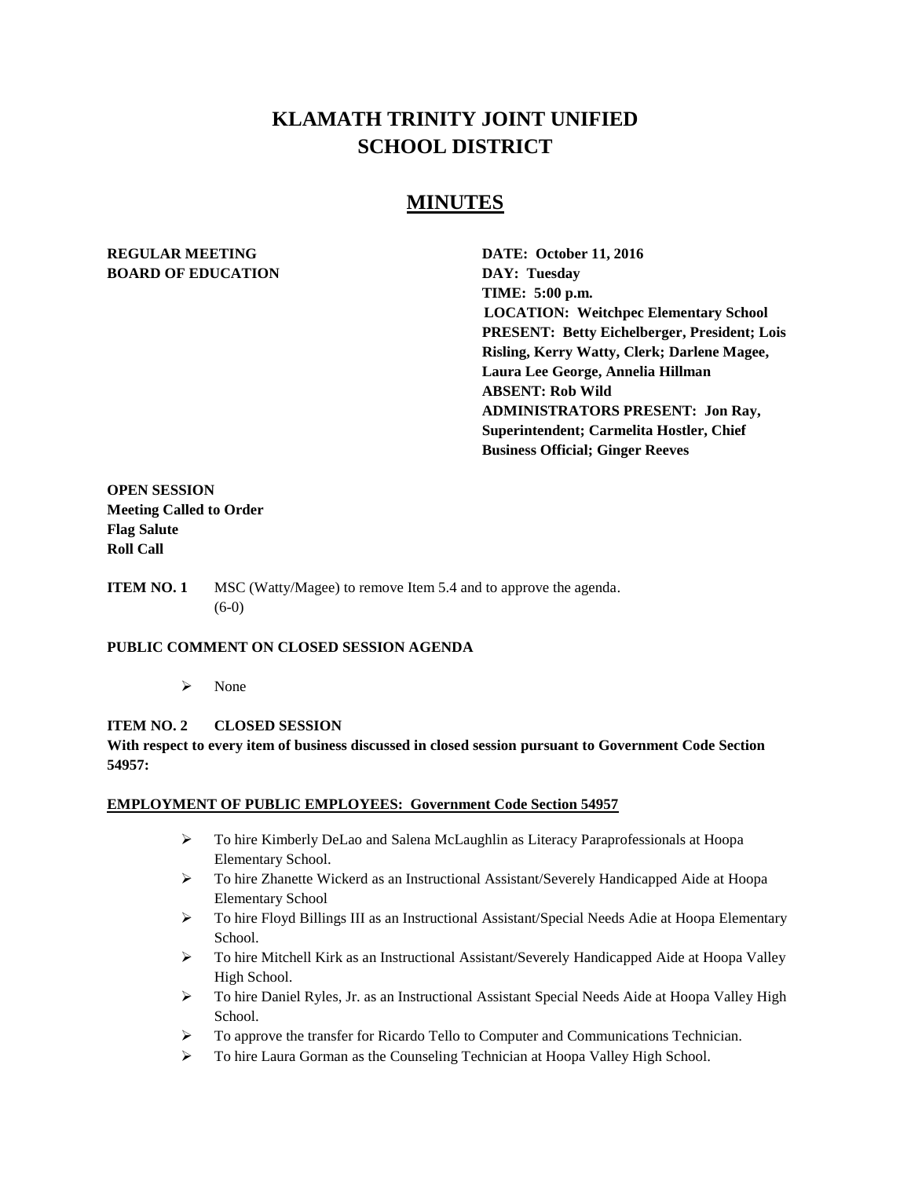# KLAMATH TRINITY JOINT UNIFIED SCHOOL DISTRICT

## MINUTES

**REGULAR MEETING**
**BOARD OF EDUCATION**

**DATE: October 11, 2016**
**DAY: Tuesday**
**TIME: 5:00 p.m.**
**LOCATION: Weitchpec Elementary School**
**PRESENT: Betty Eichelberger, President; Lois Risling, Kerry Watty, Clerk; Darlene Magee, Laura Lee George, Annelia Hillman**
**ABSENT: Rob Wild**
**ADMINISTRATORS PRESENT: Jon Ray, Superintendent; Carmelita Hostler, Chief Business Official; Ginger Reeves**

**OPEN SESSION**
**Meeting Called to Order**
**Flag Salute**
**Roll Call**

**ITEM NO. 1** MSC (Watty/Magee) to remove Item 5.4 and to approve the agenda. (6-0)

**PUBLIC COMMENT ON CLOSED SESSION AGENDA**

- None

**ITEM NO. 2 CLOSED SESSION**

**With respect to every item of business discussed in closed session pursuant to Government Code Section 54957:**

**EMPLOYMENT OF PUBLIC EMPLOYEES: Government Code Section 54957**

- To hire Kimberly DeLao and Salena McLaughlin as Literacy Paraprofessionals at Hoopa Elementary School.
- To hire Zhanette Wickerd as an Instructional Assistant/Severely Handicapped Aide at Hoopa Elementary School
- To hire Floyd Billings III as an Instructional Assistant/Special Needs Adie at Hoopa Elementary School.
- To hire Mitchell Kirk as an Instructional Assistant/Severely Handicapped Aide at Hoopa Valley High School.
- To hire Daniel Ryles, Jr. as an Instructional Assistant Special Needs Aide at Hoopa Valley High School.
- To approve the transfer for Ricardo Tello to Computer and Communications Technician.
- To hire Laura Gorman as the Counseling Technician at Hoopa Valley High School.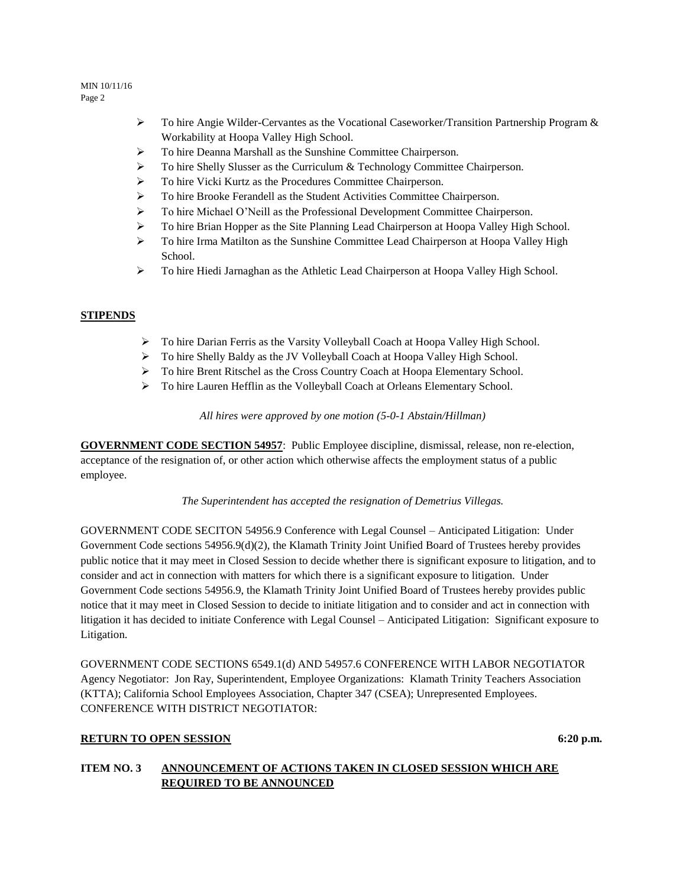- To hire Angie Wilder-Cervantes as the Vocational Caseworker/Transition Partnership Program & Workability at Hoopa Valley High School.
- To hire Deanna Marshall as the Sunshine Committee Chairperson.
- To hire Shelly Slusser as the Curriculum & Technology Committee Chairperson.
- To hire Vicki Kurtz as the Procedures Committee Chairperson.
- To hire Brooke Ferandell as the Student Activities Committee Chairperson.
- To hire Michael O'Neill as the Professional Development Committee Chairperson.
- To hire Brian Hopper as the Site Planning Lead Chairperson at Hoopa Valley High School.
- To hire Irma Matilton as the Sunshine Committee Lead Chairperson at Hoopa Valley High School.
- To hire Hiedi Jarnaghan as the Athletic Lead Chairperson at Hoopa Valley High School.

**STIPENDS**

- To hire Darian Ferris as the Varsity Volleyball Coach at Hoopa Valley High School.
- To hire Shelly Baldy as the JV Volleyball Coach at Hoopa Valley High School.
- To hire Brent Ritschel as the Cross Country Coach at Hoopa Elementary School.
- To hire Lauren Hefflin as the Volleyball Coach at Orleans Elementary School.

*All hires were approved by one motion (5-0-1 Abstain/Hillman)*

**GOVERNMENT CODE SECTION 54957**: Public Employee discipline, dismissal, release, non re-election, acceptance of the resignation of, or other action which otherwise affects the employment status of a public employee.

*The Superintendent has accepted the resignation of Demetrius Villegas.*

GOVERNMENT CODE SECITON 54956.9 Conference with Legal Counsel – Anticipated Litigation: Under Government Code sections 54956.9(d)(2), the Klamath Trinity Joint Unified Board of Trustees hereby provides public notice that it may meet in Closed Session to decide whether there is significant exposure to litigation, and to consider and act in connection with matters for which there is a significant exposure to litigation. Under Government Code sections 54956.9, the Klamath Trinity Joint Unified Board of Trustees hereby provides public notice that it may meet in Closed Session to decide to initiate litigation and to consider and act in connection with litigation it has decided to initiate Conference with Legal Counsel – Anticipated Litigation: Significant exposure to Litigation.

GOVERNMENT CODE SECTIONS 6549.1(d) AND 54957.6 CONFERENCE WITH LABOR NEGOTIATOR Agency Negotiator: Jon Ray, Superintendent, Employee Organizations: Klamath Trinity Teachers Association (KTTA); California School Employees Association, Chapter 347 (CSEA); Unrepresented Employees. CONFERENCE WITH DISTRICT NEGOTIATOR:

**RETURN TO OPEN SESSION** **6:20 p.m.**

**ITEM NO. 3 ANNOUNCEMENT OF ACTIONS TAKEN IN CLOSED SESSION WHICH ARE REQUIRED TO BE ANNOUNCED**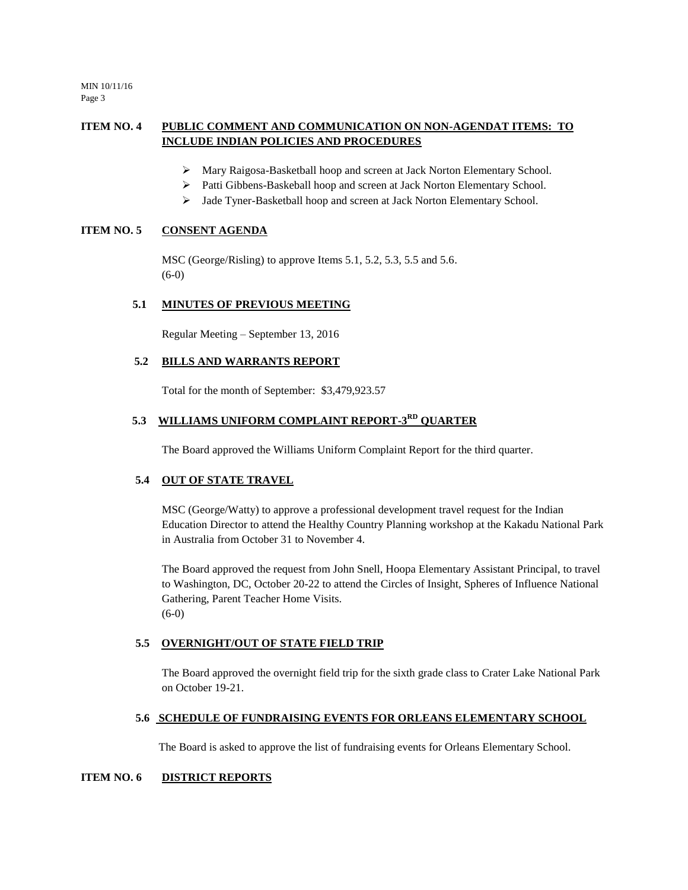## ITEM NO. 4 PUBLIC COMMENT AND COMMUNICATION ON NON-AGENDAT ITEMS: TO INCLUDE INDIAN POLICIES AND PROCEDURES

- Mary Raigosa-Basketball hoop and screen at Jack Norton Elementary School.
- Patti Gibbens-Baskeball hoop and screen at Jack Norton Elementary School.
- Jade Tyner-Basketball hoop and screen at Jack Norton Elementary School.

## ITEM NO. 5 CONSENT AGENDA

MSC (George/Risling) to approve Items 5.1, 5.2, 5.3, 5.5 and 5.6.
(6-0)

### 5.1 MINUTES OF PREVIOUS MEETING

Regular Meeting – September 13, 2016

### 5.2 BILLS AND WARRANTS REPORT

Total for the month of September: $3,479,923.57

### 5.3 WILLIAMS UNIFORM COMPLAINT REPORT-3RD QUARTER

The Board approved the Williams Uniform Complaint Report for the third quarter.

### 5.4 OUT OF STATE TRAVEL

MSC (George/Watty) to approve a professional development travel request for the Indian Education Director to attend the Healthy Country Planning workshop at the Kakadu National Park in Australia from October 31 to November 4.

The Board approved the request from John Snell, Hoopa Elementary Assistant Principal, to travel to Washington, DC, October 20-22 to attend the Circles of Insight, Spheres of Influence National Gathering, Parent Teacher Home Visits.
(6-0)

### 5.5 OVERNIGHT/OUT OF STATE FIELD TRIP

The Board approved the overnight field trip for the sixth grade class to Crater Lake National Park on October 19-21.

### 5.6 SCHEDULE OF FUNDRAISING EVENTS FOR ORLEANS ELEMENTARY SCHOOL

The Board is asked to approve the list of fundraising events for Orleans Elementary School.

## ITEM NO. 6 DISTRICT REPORTS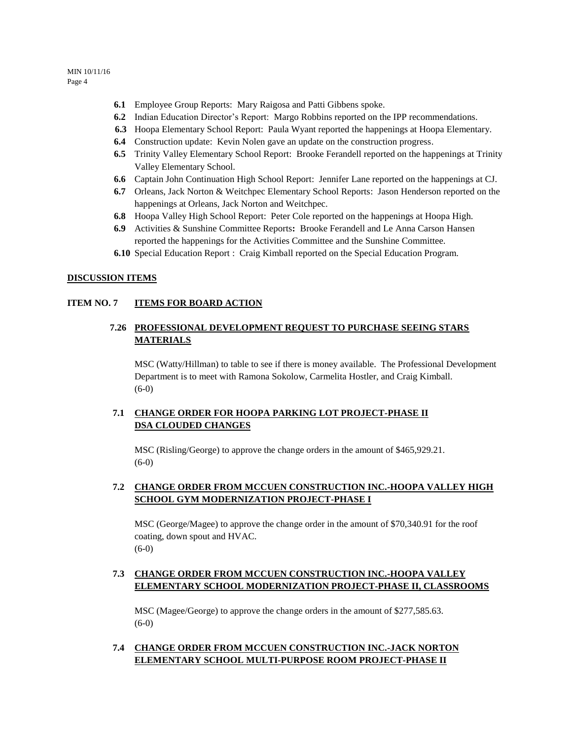- **6.1** Employee Group Reports: Mary Raigosa and Patti Gibbens spoke.
- **6.2** Indian Education Director's Report: Margo Robbins reported on the IPP recommendations.
- **6.3** Hoopa Elementary School Report: Paula Wyant reported the happenings at Hoopa Elementary.
- **6.4** Construction update: Kevin Nolen gave an update on the construction progress.
- **6.5** Trinity Valley Elementary School Report: Brooke Ferandell reported on the happenings at Trinity Valley Elementary School.
- **6.6** Captain John Continuation High School Report: Jennifer Lane reported on the happenings at CJ.
- **6.7** Orleans, Jack Norton & Weitchpec Elementary School Reports: Jason Henderson reported on the happenings at Orleans, Jack Norton and Weitchpec.
- **6.8** Hoopa Valley High School Report: Peter Cole reported on the happenings at Hoopa High.
- **6.9** Activities & Sunshine Committee Reports**:** Brooke Ferandell and Le Anna Carson Hansen reported the happenings for the Activities Committee and the Sunshine Committee.
- **6.10** Special Education Report : Craig Kimball reported on the Special Education Program.

## DISCUSSION ITEMS

## ITEM NO. 7 ITEMS FOR BOARD ACTION

### 7.26 PROFESSIONAL DEVELOPMENT REQUEST TO PURCHASE SEEING STARS MATERIALS

MSC (Watty/Hillman) to table to see if there is money available. The Professional Development Department is to meet with Ramona Sokolow, Carmelita Hostler, and Craig Kimball.
(6-0)

### 7.1 CHANGE ORDER FOR HOOPA PARKING LOT PROJECT-PHASE II DSA CLOUDED CHANGES

MSC (Risling/George) to approve the change orders in the amount of $465,929.21.
(6-0)

### 7.2 CHANGE ORDER FROM MCCUEN CONSTRUCTION INC.-HOOPA VALLEY HIGH SCHOOL GYM MODERNIZATION PROJECT-PHASE I

MSC (George/Magee) to approve the change order in the amount of $70,340.91 for the roof coating, down spout and HVAC.
(6-0)

### 7.3 CHANGE ORDER FROM MCCUEN CONSTRUCTION INC.-HOOPA VALLEY ELEMENTARY SCHOOL MODERNIZATION PROJECT-PHASE II, CLASSROOMS

MSC (Magee/George) to approve the change orders in the amount of $277,585.63.
(6-0)

### 7.4 CHANGE ORDER FROM MCCUEN CONSTRUCTION INC.-JACK NORTON ELEMENTARY SCHOOL MULTI-PURPOSE ROOM PROJECT-PHASE II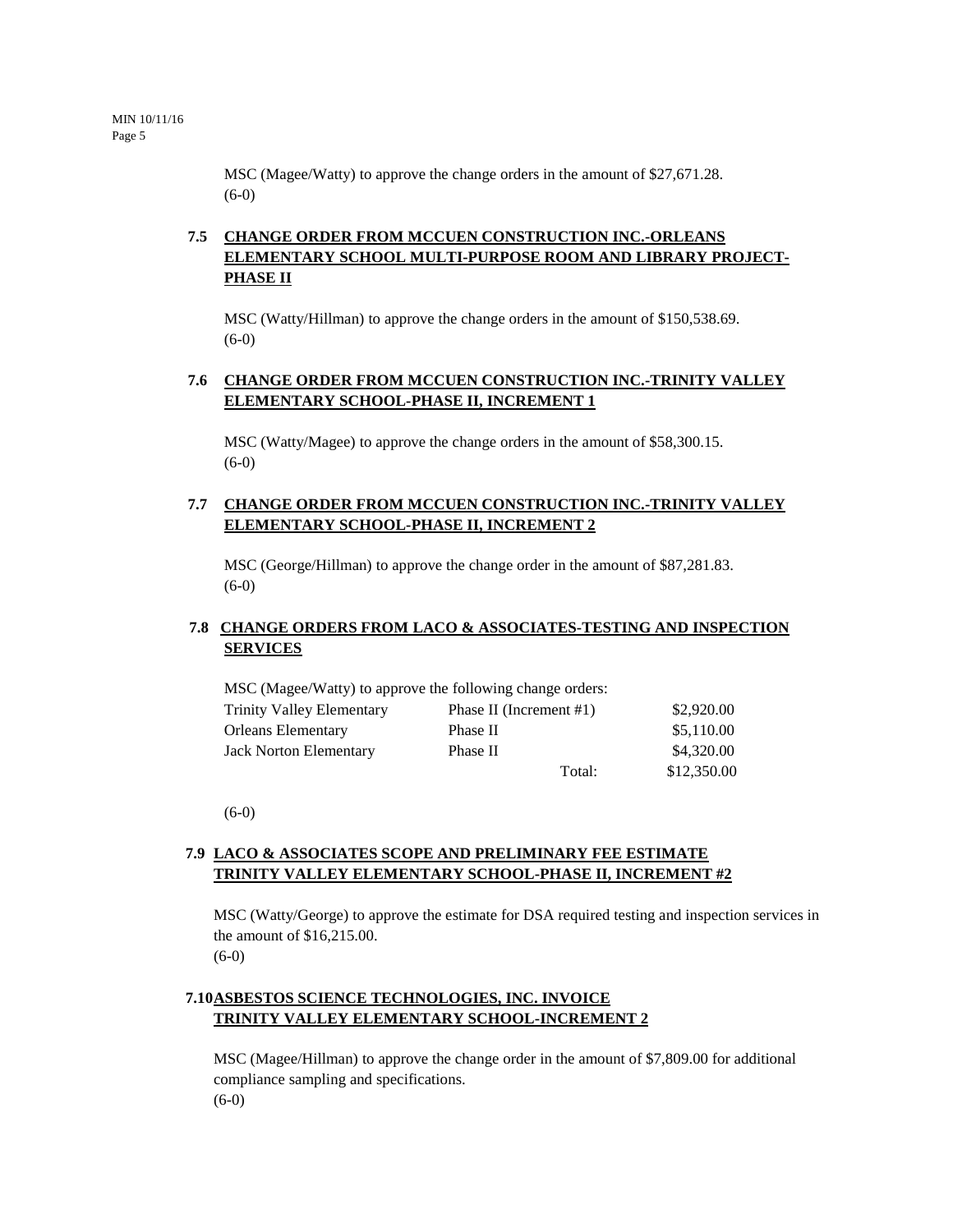MSC (Magee/Watty) to approve the change orders in the amount of $27,671.28.
(6-0)

### 7.5 CHANGE ORDER FROM MCCUEN CONSTRUCTION INC.-ORLEANS ELEMENTARY SCHOOL MULTI-PURPOSE ROOM AND LIBRARY PROJECT-PHASE II

MSC (Watty/Hillman) to approve the change orders in the amount of $150,538.69.
(6-0)

### 7.6 CHANGE ORDER FROM MCCUEN CONSTRUCTION INC.-TRINITY VALLEY ELEMENTARY SCHOOL-PHASE II, INCREMENT 1

MSC (Watty/Magee) to approve the change orders in the amount of $58,300.15.
(6-0)

### 7.7 CHANGE ORDER FROM MCCUEN CONSTRUCTION INC.-TRINITY VALLEY ELEMENTARY SCHOOL-PHASE II, INCREMENT 2

MSC (George/Hillman) to approve the change order in the amount of $87,281.83.
(6-0)

### 7.8 CHANGE ORDERS FROM LACO & ASSOCIATES-TESTING AND INSPECTION SERVICES

MSC (Magee/Watty) to approve the following change orders:

| | | |
|---|---|---|
| Trinity Valley Elementary | Phase II (Increment #1) | $2,920.00 |
| Orleans Elementary | Phase II | $5,110.00 |
| Jack Norton Elementary | Phase II | $4,320.00 |
| | Total: | $12,350.00 |

(6-0)

### 7.9 LACO & ASSOCIATES SCOPE AND PRELIMINARY FEE ESTIMATE TRINITY VALLEY ELEMENTARY SCHOOL-PHASE II, INCREMENT #2

MSC (Watty/George) to approve the estimate for DSA required testing and inspection services in the amount of $16,215.00.
(6-0)

### 7.10 ASBESTOS SCIENCE TECHNOLOGIES, INC. INVOICE TRINITY VALLEY ELEMENTARY SCHOOL-INCREMENT 2

MSC (Magee/Hillman) to approve the change order in the amount of $7,809.00 for additional compliance sampling and specifications.
(6-0)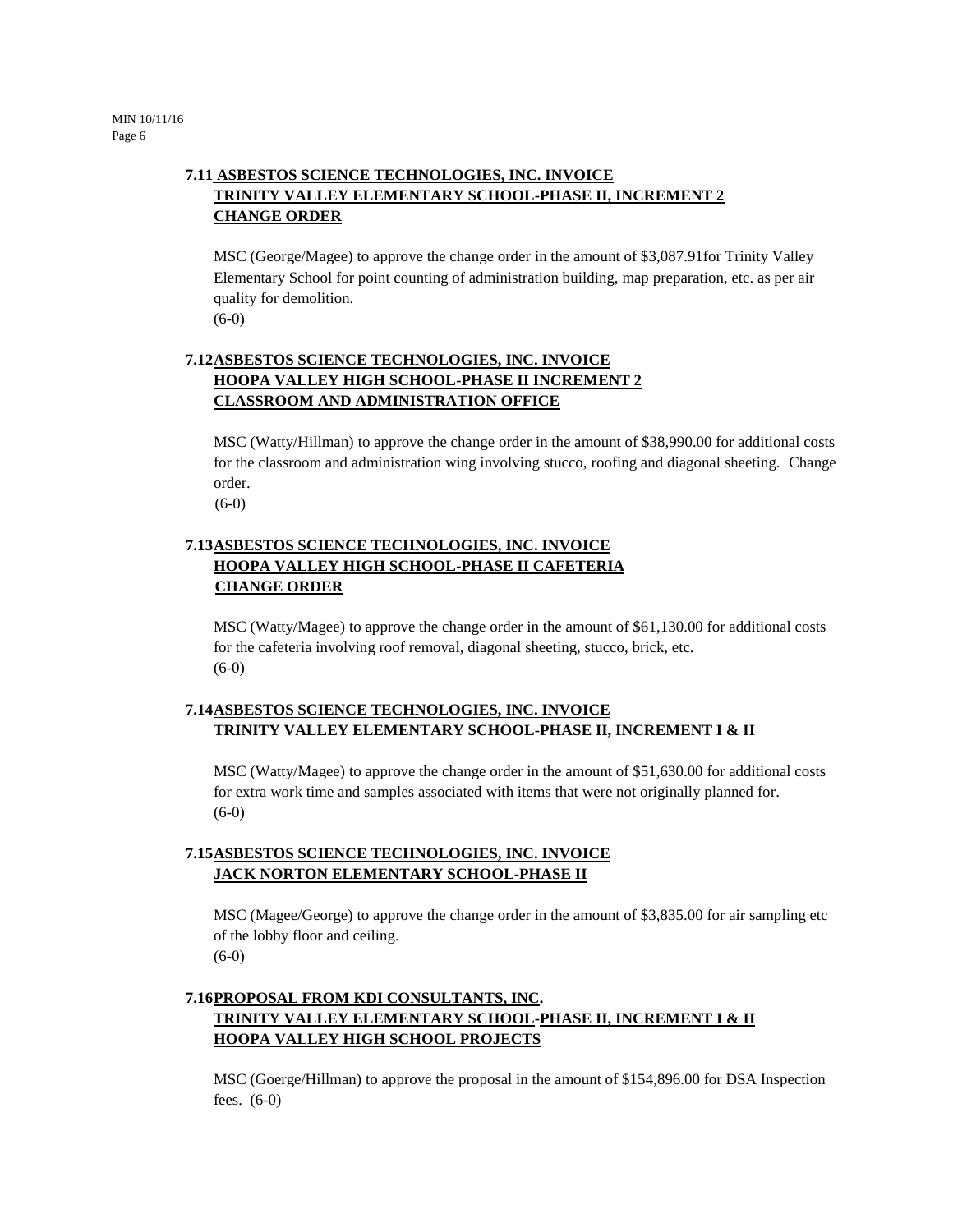### 7.11 ASBESTOS SCIENCE TECHNOLOGIES, INC. INVOICE TRINITY VALLEY ELEMENTARY SCHOOL-PHASE II, INCREMENT 2 CHANGE ORDER

MSC (George/Magee) to approve the change order in the amount of $3,087.91for Trinity Valley Elementary School for point counting of administration building, map preparation, etc. as per air quality for demolition.
(6-0)

### 7.12 ASBESTOS SCIENCE TECHNOLOGIES, INC. INVOICE HOOPA VALLEY HIGH SCHOOL-PHASE II INCREMENT 2 CLASSROOM AND ADMINISTRATION OFFICE

MSC (Watty/Hillman) to approve the change order in the amount of $38,990.00 for additional costs for the classroom and administration wing involving stucco, roofing and diagonal sheeting. Change order.
(6-0)

### 7.13 ASBESTOS SCIENCE TECHNOLOGIES, INC. INVOICE HOOPA VALLEY HIGH SCHOOL-PHASE II CAFETERIA CHANGE ORDER

MSC (Watty/Magee) to approve the change order in the amount of $61,130.00 for additional costs for the cafeteria involving roof removal, diagonal sheeting, stucco, brick, etc.
(6-0)

### 7.14 ASBESTOS SCIENCE TECHNOLOGIES, INC. INVOICE TRINITY VALLEY ELEMENTARY SCHOOL-PHASE II, INCREMENT I & II

MSC (Watty/Magee) to approve the change order in the amount of $51,630.00 for additional costs for extra work time and samples associated with items that were not originally planned for.
(6-0)

### 7.15 ASBESTOS SCIENCE TECHNOLOGIES, INC. INVOICE JACK NORTON ELEMENTARY SCHOOL-PHASE II

MSC (Magee/George) to approve the change order in the amount of $3,835.00 for air sampling etc of the lobby floor and ceiling.
(6-0)

### 7.16 PROPOSAL FROM KDI CONSULTANTS, INC. TRINITY VALLEY ELEMENTARY SCHOOL-PHASE II, INCREMENT I & II HOOPA VALLEY HIGH SCHOOL PROJECTS

MSC (Goerge/Hillman) to approve the proposal in the amount of $154,896.00 for DSA Inspection fees. (6-0)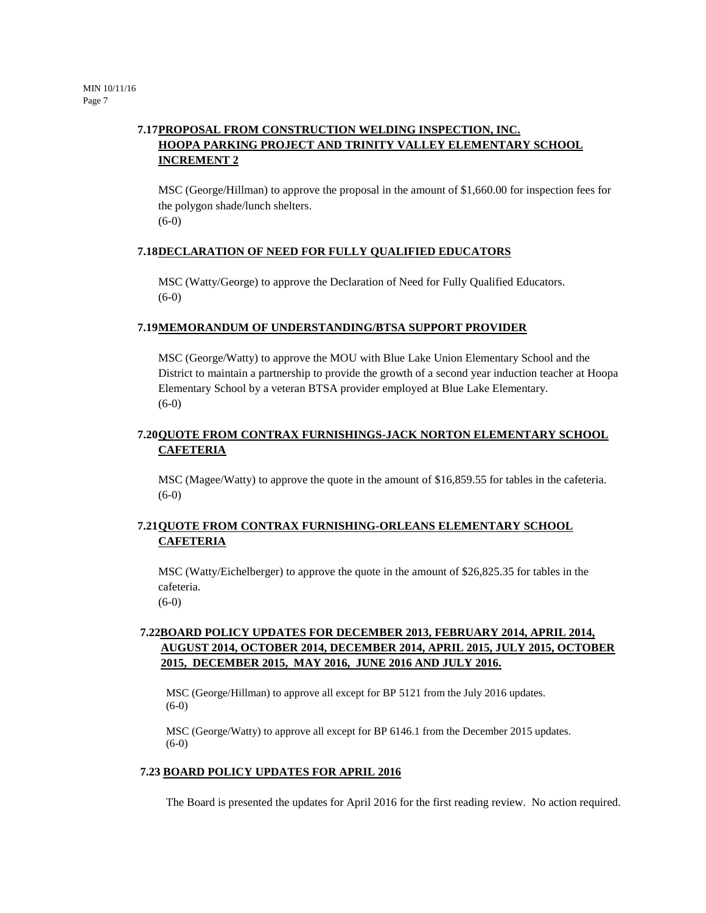**7.17 PROPOSAL FROM CONSTRUCTION WELDING INSPECTION, INC. HOOPA PARKING PROJECT AND TRINITY VALLEY ELEMENTARY SCHOOL INCREMENT 2**

MSC (George/Hillman) to approve the proposal in the amount of $1,660.00 for inspection fees for the polygon shade/lunch shelters.
(6-0)

**7.18 DECLARATION OF NEED FOR FULLY QUALIFIED EDUCATORS**

MSC (Watty/George) to approve the Declaration of Need for Fully Qualified Educators.
(6-0)

**7.19 MEMORANDUM OF UNDERSTANDING/BTSA SUPPORT PROVIDER**

MSC (George/Watty) to approve the MOU with Blue Lake Union Elementary School and the District to maintain a partnership to provide the growth of a second year induction teacher at Hoopa Elementary School by a veteran BTSA provider employed at Blue Lake Elementary.
(6-0)

**7.20 QUOTE FROM CONTRAX FURNISHINGS-JACK NORTON ELEMENTARY SCHOOL CAFETERIA**

MSC (Magee/Watty) to approve the quote in the amount of $16,859.55 for tables in the cafeteria.
(6-0)

**7.21 QUOTE FROM CONTRAX FURNISHING-ORLEANS ELEMENTARY SCHOOL CAFETERIA**

MSC (Watty/Eichelberger) to approve the quote in the amount of $26,825.35 for tables in the cafeteria.
(6-0)

**7.22 BOARD POLICY UPDATES FOR DECEMBER 2013, FEBRUARY 2014, APRIL 2014, AUGUST 2014, OCTOBER 2014, DECEMBER 2014, APRIL 2015, JULY 2015, OCTOBER 2015, DECEMBER 2015, MAY 2016, JUNE 2016 AND JULY 2016.**

MSC (George/Hillman) to approve all except for BP 5121 from the July 2016 updates.
(6-0)

MSC (George/Watty) to approve all except for BP 6146.1 from the December 2015 updates.
(6-0)

**7.23 BOARD POLICY UPDATES FOR APRIL 2016**

The Board is presented the updates for April 2016 for the first reading review. No action required.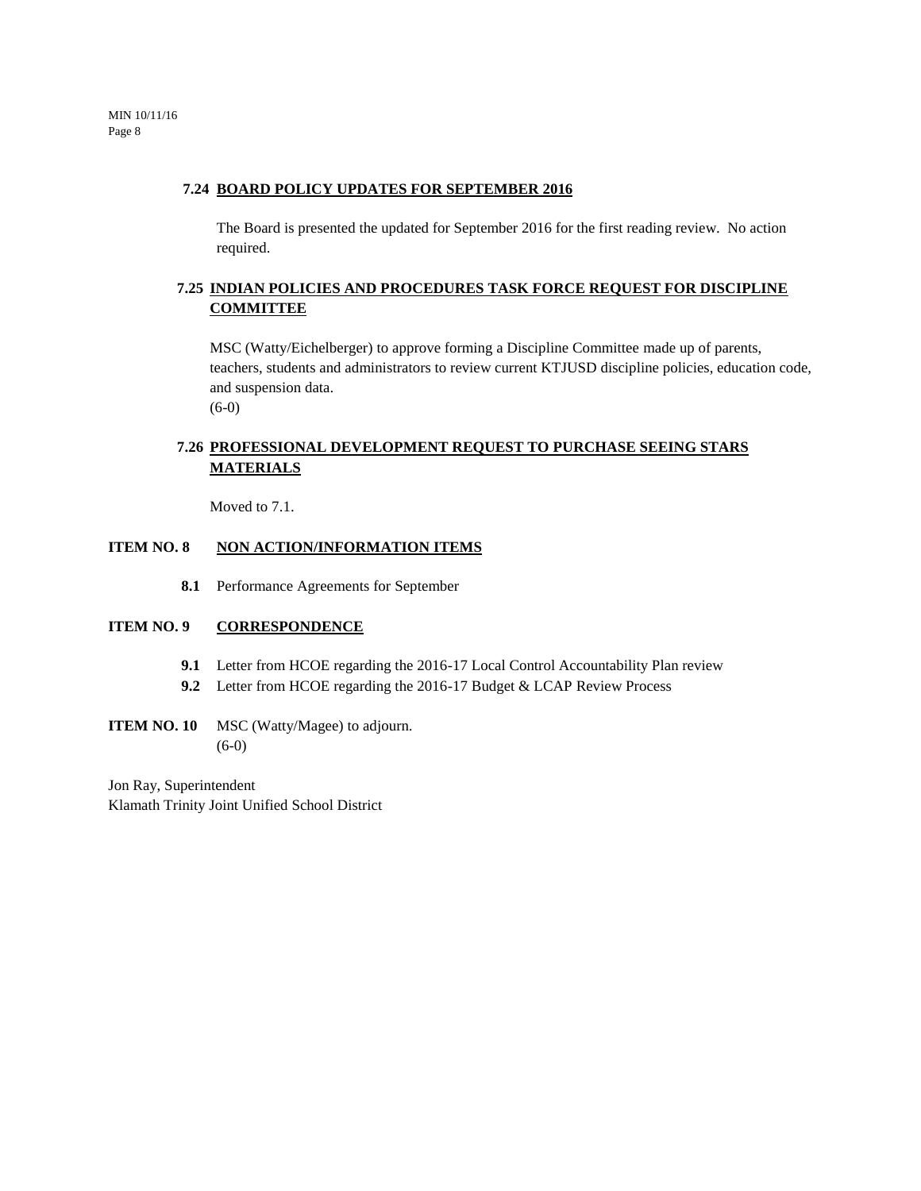**7.24 BOARD POLICY UPDATES FOR SEPTEMBER 2016**

The Board is presented the updated for September 2016 for the first reading review. No action required.

**7.25 INDIAN POLICIES AND PROCEDURES TASK FORCE REQUEST FOR DISCIPLINE COMMITTEE**

MSC (Watty/Eichelberger) to approve forming a Discipline Committee made up of parents, teachers, students and administrators to review current KTJUSD discipline policies, education code, and suspension data.
(6-0)

**7.26 PROFESSIONAL DEVELOPMENT REQUEST TO PURCHASE SEEING STARS MATERIALS**

Moved to 7.1.

**ITEM NO. 8 NON ACTION/INFORMATION ITEMS**

**8.1** Performance Agreements for September

**ITEM NO. 9 CORRESPONDENCE**

**9.1** Letter from HCOE regarding the 2016-17 Local Control Accountability Plan review
**9.2** Letter from HCOE regarding the 2016-17 Budget & LCAP Review Process

**ITEM NO. 10** MSC (Watty/Magee) to adjourn.
(6-0)

Jon Ray, Superintendent
Klamath Trinity Joint Unified School District